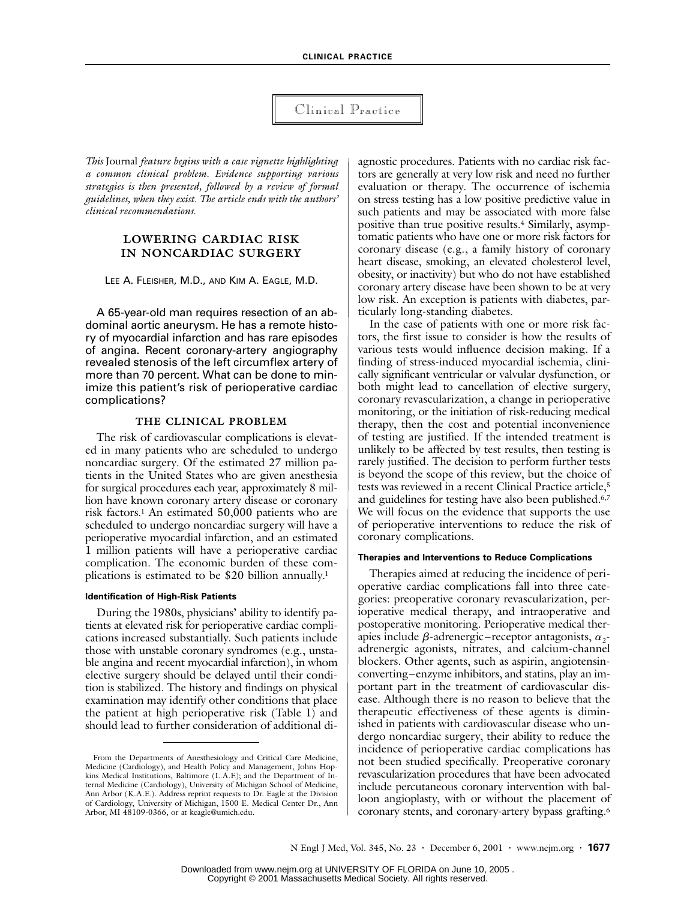Clinical Practice

*This* Journal *feature begins with a case vignette highlighting a common clinical problem. Evidence supporting various strategies is then presented, followed by a review of formal guidelines, when they exist. The article ends with the authors' clinical recommendations.*

# LOWERING CARDIAC RISK IN NONCARDIAC SURGERY

LEE A. FLEISHER, M.D., AND KIM A. EAGLE, M.D.

A 65-year-old man requires resection of an abdominal aortic aneurysm. He has a remote history of myocardial infarction and has rare episodes of angina. Recent coronary-artery angiography revealed stenosis of the left circumflex artery of more than 70 percent. What can be done to minimize this patient's risk of perioperative cardiac complications?

## THE CLINICAL PROBLEM

The risk of cardiovascular complications is elevated in many patients who are scheduled to undergo noncardiac surgery. Of the estimated 27 million patients in the United States who are given anesthesia for surgical procedures each year, approximately 8 million have known coronary artery disease or coronary risk factors.[1] An estimated 50,000 patients who are scheduled to undergo noncardiac surgery will have a perioperative myocardial infarction, and an estimated 1 million patients will have a perioperative cardiac complication. The economic burden of these complications is estimated to be $20 billion annually.[1]

### Identification of High-Risk Patients

During the 1980s, physicians' ability to identify patients at elevated risk for perioperative cardiac complications increased substantially. Such patients include those with unstable coronary syndromes (e.g., unstable angina and recent myocardial infarction), in whom elective surgery should be delayed until their condition is stabilized. The history and findings on physical examination may identify other conditions that place the patient at high perioperative risk (Table 1) and should lead to further consideration of additional diagnostic procedures. Patients with no cardiac risk factors are generally at very low risk and need no further evaluation or therapy. The occurrence of ischemia on stress testing has a low positive predictive value in such patients and may be associated with more false positive than true positive results.[4] Similarly, asymptomatic patients who have one or more risk factors for coronary disease (e.g., a family history of coronary heart disease, smoking, an elevated cholesterol level, obesity, or inactivity) but who do not have established coronary artery disease have been shown to be at very low risk. An exception is patients with diabetes, particularly long-standing diabetes.

In the case of patients with one or more risk factors, the first issue to consider is how the results of various tests would influence decision making. If a finding of stress-induced myocardial ischemia, clinically significant ventricular or valvular dysfunction, or both might lead to cancellation of elective surgery, coronary revascularization, a change in perioperative monitoring, or the initiation of risk-reducing medical therapy, then the cost and potential inconvenience of testing are justified. If the intended treatment is unlikely to be affected by test results, then testing is rarely justified. The decision to perform further tests is beyond the scope of this review, but the choice of tests was reviewed in a recent Clinical Practice article,[5] and guidelines for testing have also been published.[6,7] We will focus on the evidence that supports the use of perioperative interventions to reduce the risk of coronary complications.

### Therapies and Interventions to Reduce Complications

Therapies aimed at reducing the incidence of perioperative cardiac complications fall into three categories: preoperative coronary revascularization, perioperative medical therapy, and intraoperative and postoperative monitoring. Perioperative medical therapies include $\beta$-adrenergic–receptor antagonists, $\alpha_2$-adrenergic agonists, nitrates, and calcium-channel blockers. Other agents, such as aspirin, angiotensin-converting–enzyme inhibitors, and statins, play an important part in the treatment of cardiovascular disease. Although there is no reason to believe that the therapeutic effectiveness of these agents is diminished in patients with cardiovascular disease who undergo noncardiac surgery, their ability to reduce the incidence of perioperative cardiac complications has not been studied specifically. Preoperative coronary revascularization procedures that have been advocated include percutaneous coronary intervention with balloon angioplasty, with or without the placement of coronary stents, and coronary-artery bypass grafting.[6]

From the Departments of Anesthesiology and Critical Care Medicine, Medicine (Cardiology), and Health Policy and Management, Johns Hopkins Medical Institutions, Baltimore (L.A.F.); and the Department of Internal Medicine (Cardiology), University of Michigan School of Medicine, Ann Arbor (K.A.E.). Address reprint requests to Dr. Eagle at the Division of Cardiology, University of Michigan, 1500 E. Medical Center Dr., Ann Arbor, MI 48109-0366, or at keagle@umich.edu.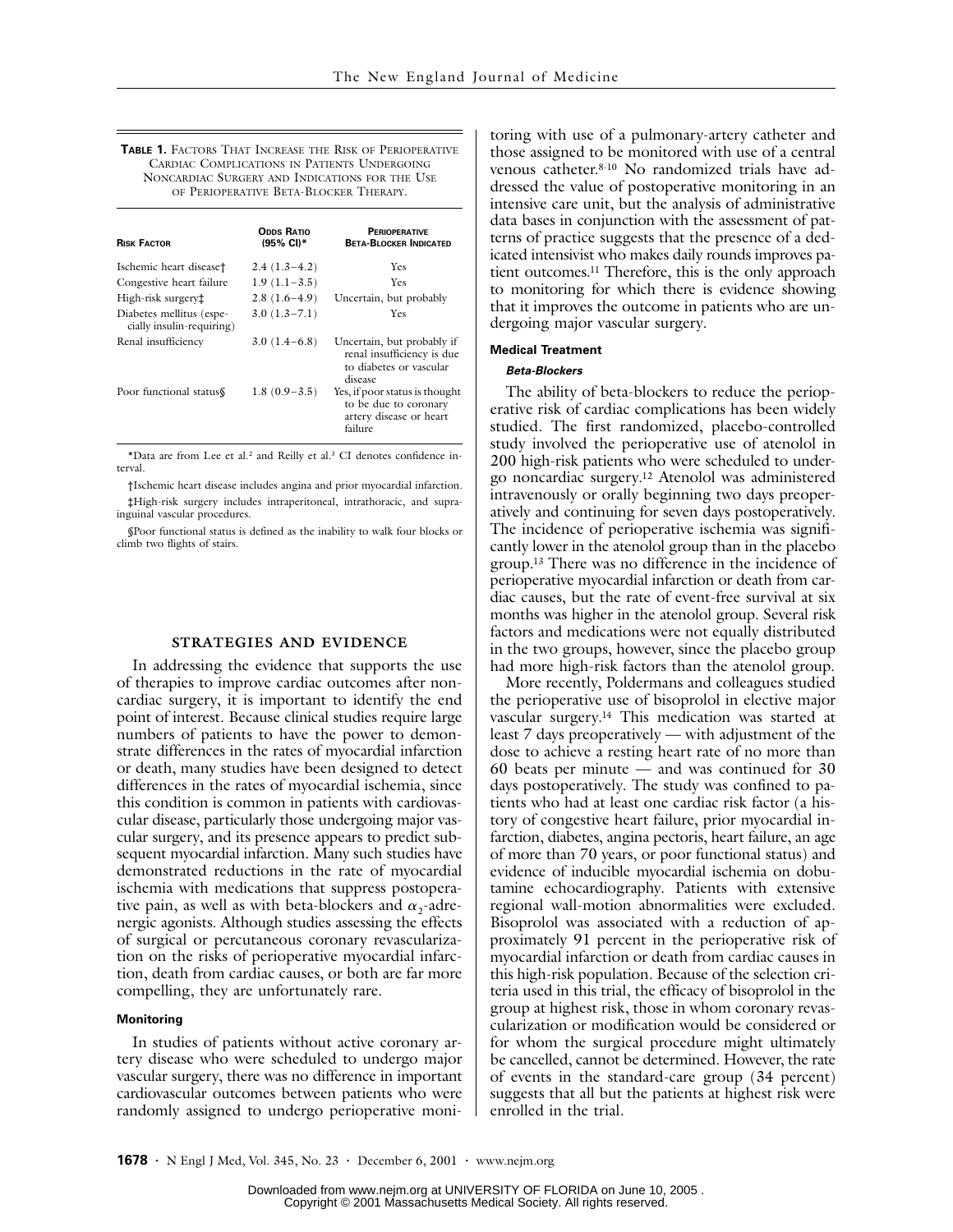**Table 1.** Factors That Increase the Risk of Perioperative Cardiac Complications in Patients Undergoing Noncardiac Surgery and Indications for the Use of Perioperative Beta-Blocker Therapy.

| Risk Factor | Odds Ratio (95% CI)* | Perioperative Beta-Blocker Indicated |
|---|---|---|
| Ischemic heart disease† | 2.4 (1.3–4.2) | Yes |
| Congestive heart failure | 1.9 (1.1–3.5) | Yes |
| High-risk surgery‡ | 2.8 (1.6–4.9) | Uncertain, but probably |
| Diabetes mellitus (especially insulin-requiring) | 3.0 (1.3–7.1) | Yes |
| Renal insufficiency | 3.0 (1.4–6.8) | Uncertain, but probably if renal insufficiency is due to diabetes or vascular disease |
| Poor functional status§ | 1.8 (0.9–3.5) | Yes, if poor status is thought to be due to coronary artery disease or heart failure |

*Data are from Lee et al.[2] and Reilly et al.[3] CI denotes confidence interval.

†Ischemic heart disease includes angina and prior myocardial infarction.

‡High-risk surgery includes intraperitoneal, intrathoracic, and suprainguinal vascular procedures.

§Poor functional status is defined as the inability to walk four blocks or climb two flights of stairs.

## STRATEGIES AND EVIDENCE

In addressing the evidence that supports the use of therapies to improve cardiac outcomes after noncardiac surgery, it is important to identify the end point of interest. Because clinical studies require large numbers of patients to have the power to demonstrate differences in the rates of myocardial infarction or death, many studies have been designed to detect differences in the rates of myocardial ischemia, since this condition is common in patients with cardiovascular disease, particularly those undergoing major vascular surgery, and its presence appears to predict subsequent myocardial infarction. Many such studies have demonstrated reductions in the rate of myocardial ischemia with medications that suppress postoperative pain, as well as with beta-blockers and $\alpha_2$-adrenergic agonists. Although studies assessing the effects of surgical or percutaneous coronary revascularization on the risks of perioperative myocardial infarction, death from cardiac causes, or both are far more compelling, they are unfortunately rare.

### Monitoring

In studies of patients without active coronary artery disease who were scheduled to undergo major vascular surgery, there was no difference in important cardiovascular outcomes between patients who were randomly assigned to undergo perioperative monitoring with use of a pulmonary-artery catheter and those assigned to be monitored with use of a central venous catheter.[8-10] No randomized trials have addressed the value of postoperative monitoring in an intensive care unit, but the analysis of administrative data bases in conjunction with the assessment of patterns of practice suggests that the presence of a dedicated intensivist who makes daily rounds improves patient outcomes.[11] Therefore, this is the only approach to monitoring for which there is evidence showing that it improves the outcome in patients who are undergoing major vascular surgery.

### Medical Treatment

#### *Beta-Blockers*

The ability of beta-blockers to reduce the perioperative risk of cardiac complications has been widely studied. The first randomized, placebo-controlled study involved the perioperative use of atenolol in 200 high-risk patients who were scheduled to undergo noncardiac surgery.[12] Atenolol was administered intravenously or orally beginning two days preoperatively and continuing for seven days postoperatively. The incidence of perioperative ischemia was significantly lower in the atenolol group than in the placebo group.[13] There was no difference in the incidence of perioperative myocardial infarction or death from cardiac causes, but the rate of event-free survival at six months was higher in the atenolol group. Several risk factors and medications were not equally distributed in the two groups, however, since the placebo group had more high-risk factors than the atenolol group.

More recently, Poldermans and colleagues studied the perioperative use of bisoprolol in elective major vascular surgery.[14] This medication was started at least 7 days preoperatively — with adjustment of the dose to achieve a resting heart rate of no more than 60 beats per minute — and was continued for 30 days postoperatively. The study was confined to patients who had at least one cardiac risk factor (a history of congestive heart failure, prior myocardial infarction, diabetes, angina pectoris, heart failure, an age of more than 70 years, or poor functional status) and evidence of inducible myocardial ischemia on dobutamine echocardiography. Patients with extensive regional wall-motion abnormalities were excluded. Bisoprolol was associated with a reduction of approximately 91 percent in the perioperative risk of myocardial infarction or death from cardiac causes in this high-risk population. Because of the selection criteria used in this trial, the efficacy of bisoprolol in the group at highest risk, those in whom coronary revascularization or modification would be considered or for whom the surgical procedure might ultimately be cancelled, cannot be determined. However, the rate of events in the standard-care group (34 percent) suggests that all but the patients at highest risk were enrolled in the trial.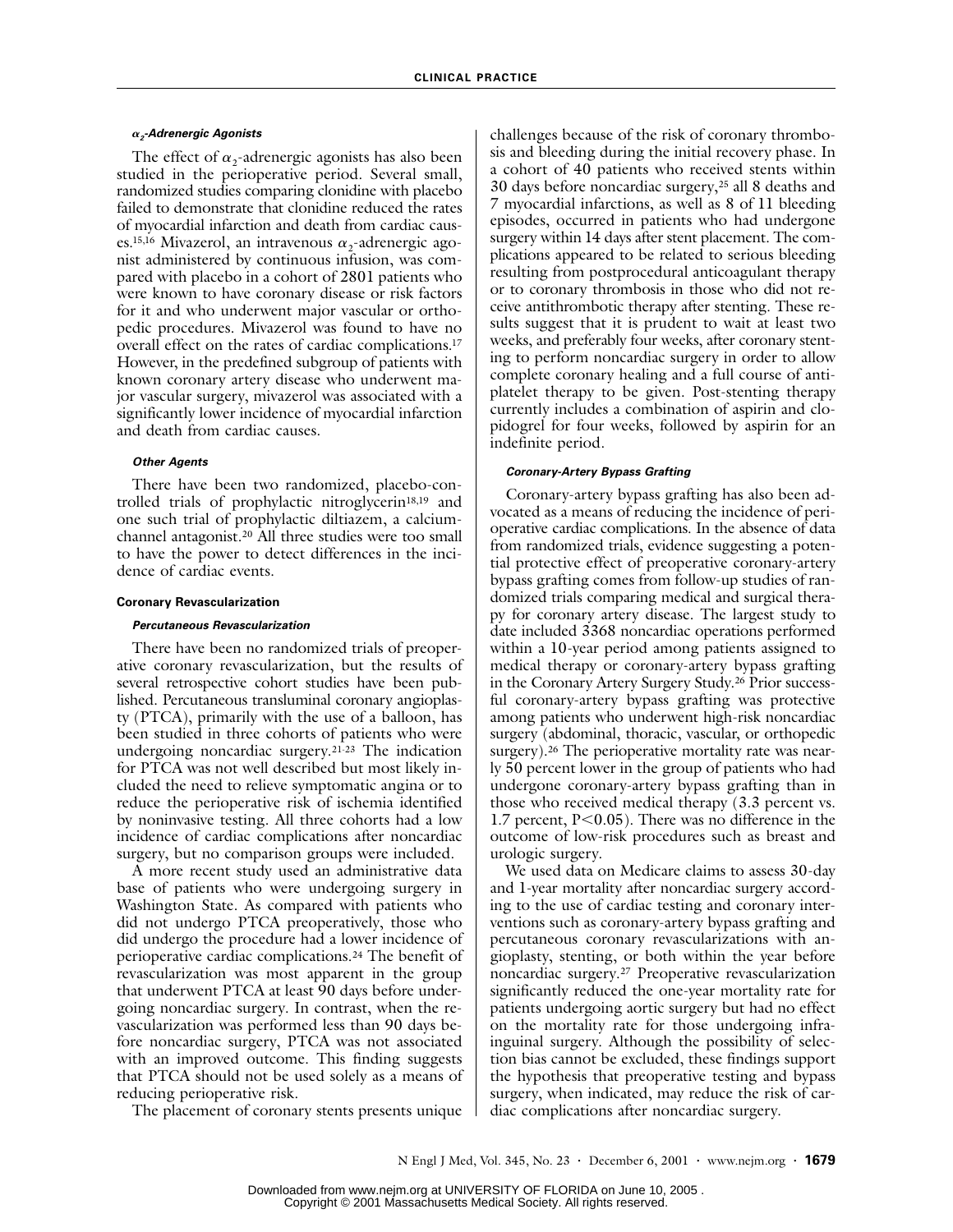#### $\alpha_2$-Adrenergic Agonists

The effect of $\alpha_2$-adrenergic agonists has also been studied in the perioperative period. Several small, randomized studies comparing clonidine with placebo failed to demonstrate that clonidine reduced the rates of myocardial infarction and death from cardiac causes.[15,16] Mivazerol, an intravenous $\alpha_2$-adrenergic agonist administered by continuous infusion, was compared with placebo in a cohort of 2801 patients who were known to have coronary disease or risk factors for it and who underwent major vascular or orthopedic procedures. Mivazerol was found to have no overall effect on the rates of cardiac complications.[17] However, in the predefined subgroup of patients with known coronary artery disease who underwent major vascular surgery, mivazerol was associated with a significantly lower incidence of myocardial infarction and death from cardiac causes.

#### Other Agents

There have been two randomized, placebo-controlled trials of prophylactic nitroglycerin[18,19] and one such trial of prophylactic diltiazem, a calcium-channel antagonist.[20] All three studies were too small to have the power to detect differences in the incidence of cardiac events.

### Coronary Revascularization

#### Percutaneous Revascularization

There have been no randomized trials of preoperative coronary revascularization, but the results of several retrospective cohort studies have been published. Percutaneous transluminal coronary angioplasty (PTCA), primarily with the use of a balloon, has been studied in three cohorts of patients who were undergoing noncardiac surgery.[21-23] The indication for PTCA was not well described but most likely included the need to relieve symptomatic angina or to reduce the perioperative risk of ischemia identified by noninvasive testing. All three cohorts had a low incidence of cardiac complications after noncardiac surgery, but no comparison groups were included.

A more recent study used an administrative data base of patients who were undergoing surgery in Washington State. As compared with patients who did not undergo PTCA preoperatively, those who did undergo the procedure had a lower incidence of perioperative cardiac complications.[24] The benefit of revascularization was most apparent in the group that underwent PTCA at least 90 days before undergoing noncardiac surgery. In contrast, when the revascularization was performed less than 90 days before noncardiac surgery, PTCA was not associated with an improved outcome. This finding suggests that PTCA should not be used solely as a means of reducing perioperative risk.

The placement of coronary stents presents unique challenges because of the risk of coronary thrombosis and bleeding during the initial recovery phase. In a cohort of 40 patients who received stents within 30 days before noncardiac surgery,[25] all 8 deaths and 7 myocardial infarctions, as well as 8 of 11 bleeding episodes, occurred in patients who had undergone surgery within 14 days after stent placement. The complications appeared to be related to serious bleeding resulting from postprocedural anticoagulant therapy or to coronary thrombosis in those who did not receive antithrombotic therapy after stenting. These results suggest that it is prudent to wait at least two weeks, and preferably four weeks, after coronary stenting to perform noncardiac surgery in order to allow complete coronary healing and a full course of antiplatelet therapy to be given. Post-stenting therapy currently includes a combination of aspirin and clopidogrel for four weeks, followed by aspirin for an indefinite period.

#### Coronary-Artery Bypass Grafting

Coronary-artery bypass grafting has also been advocated as a means of reducing the incidence of perioperative cardiac complications. In the absence of data from randomized trials, evidence suggesting a potential protective effect of preoperative coronary-artery bypass grafting comes from follow-up studies of randomized trials comparing medical and surgical therapy for coronary artery disease. The largest study to date included 3368 noncardiac operations performed within a 10-year period among patients assigned to medical therapy or coronary-artery bypass grafting in the Coronary Artery Surgery Study.[26] Prior successful coronary-artery bypass grafting was protective among patients who underwent high-risk noncardiac surgery (abdominal, thoracic, vascular, or orthopedic surgery).[26] The perioperative mortality rate was nearly 50 percent lower in the group of patients who had undergone coronary-artery bypass grafting than in those who received medical therapy (3.3 percent vs. 1.7 percent, $P<0.05$). There was no difference in the outcome of low-risk procedures such as breast and urologic surgery.

We used data on Medicare claims to assess 30-day and 1-year mortality after noncardiac surgery according to the use of cardiac testing and coronary interventions such as coronary-artery bypass grafting and percutaneous coronary revascularizations with angioplasty, stenting, or both within the year before noncardiac surgery.[27] Preoperative revascularization significantly reduced the one-year mortality rate for patients undergoing aortic surgery but had no effect on the mortality rate for those undergoing infrainguinal surgery. Although the possibility of selection bias cannot be excluded, these findings support the hypothesis that preoperative testing and bypass surgery, when indicated, may reduce the risk of cardiac complications after noncardiac surgery.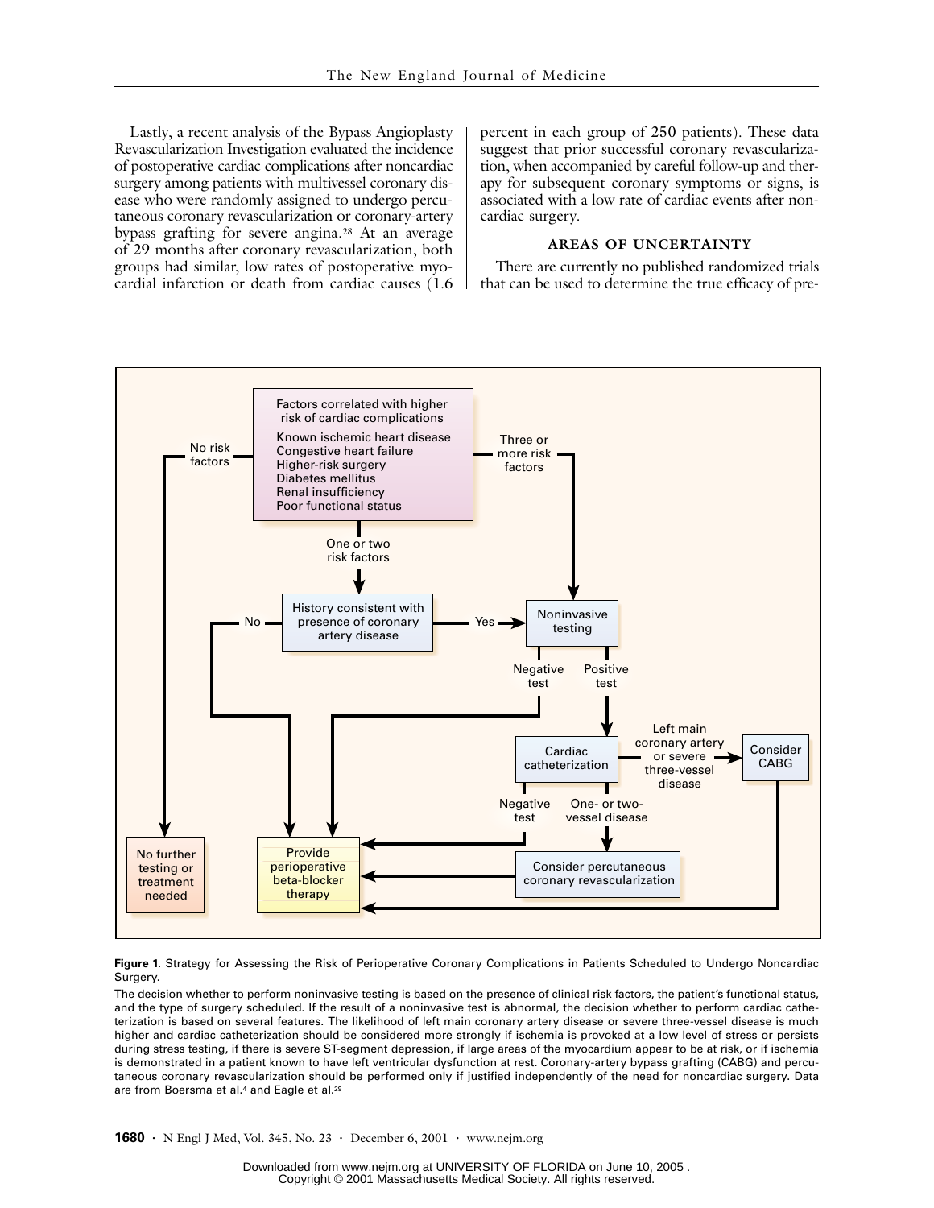Lastly, a recent analysis of the Bypass Angioplasty Revascularization Investigation evaluated the incidence of postoperative cardiac complications after noncardiac surgery among patients with multivessel coronary disease who were randomly assigned to undergo percutaneous coronary revascularization or coronary-artery bypass grafting for severe angina.[28] At an average of 29 months after coronary revascularization, both groups had similar, low rates of postoperative myocardial infarction or death from cardiac causes (1.6 percent in each group of 250 patients). These data suggest that prior successful coronary revascularization, when accompanied by careful follow-up and therapy for subsequent coronary symptoms or signs, is associated with a low rate of cardiac events after noncardiac surgery.

## AREAS OF UNCERTAINTY

There are currently no published randomized trials that can be used to determine the true efficacy of pre-

Factors correlated with higher risk of cardiac complications
- Known ischemic heart disease
- Congestive heart failure
- Higher-risk surgery
- Diabetes mellitus
- Renal insufficiency
- Poor functional status

No risk factors → No further testing or treatment needed

One or two risk factors → History consistent with presence of coronary artery disease
- No → Provide perioperative beta-blocker therapy
- Yes → Noninvasive testing

Three or more risk factors → Noninvasive testing

Noninvasive testing
- Negative test → Provide perioperative beta-blocker therapy
- Positive test → Cardiac catheterization

Cardiac catheterization
- Negative test → Provide perioperative beta-blocker therapy
- One- or two-vessel disease → Consider percutaneous coronary revascularization → Provide perioperative beta-blocker therapy
- Left main coronary artery or severe three-vessel disease → Consider CABG → Provide perioperative beta-blocker therapy

**Figure 1.** Strategy for Assessing the Risk of Perioperative Coronary Complications in Patients Scheduled to Undergo Noncardiac Surgery.

The decision whether to perform noninvasive testing is based on the presence of clinical risk factors, the patient's functional status, and the type of surgery scheduled. If the result of a noninvasive test is abnormal, the decision whether to perform cardiac catheterization is based on several features. The likelihood of left main coronary artery disease or severe three-vessel disease is much higher and cardiac catheterization should be considered more strongly if ischemia is provoked at a low level of stress or persists during stress testing, if there is severe ST-segment depression, if large areas of the myocardium appear to be at risk, or if ischemia is demonstrated in a patient known to have left ventricular dysfunction at rest. Coronary-artery bypass grafting (CABG) and percutaneous coronary revascularization should be performed only if justified independently of the need for noncardiac surgery. Data are from Boersma et al.[4] and Eagle et al.[29]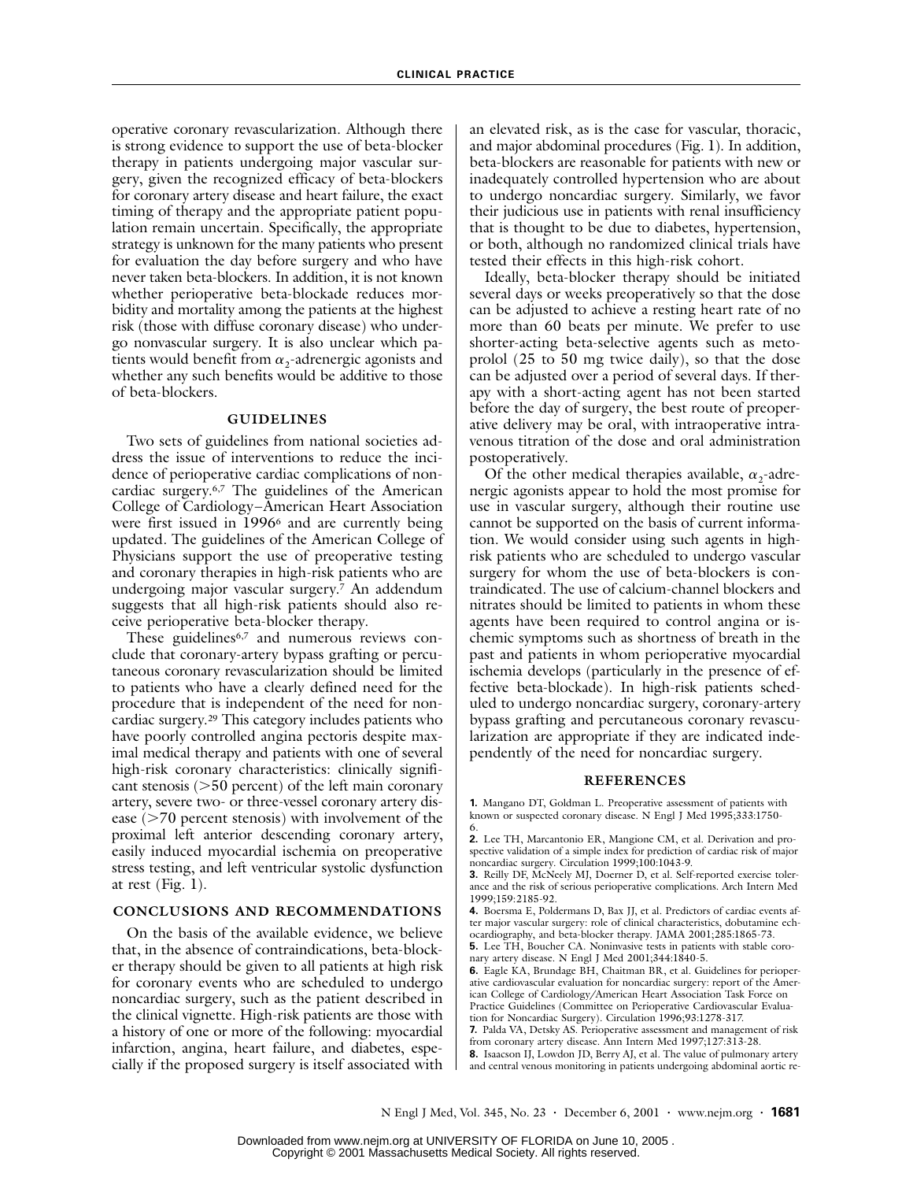operative coronary revascularization. Although there is strong evidence to support the use of beta-blocker therapy in patients undergoing major vascular surgery, given the recognized efficacy of beta-blockers for coronary artery disease and heart failure, the exact timing of therapy and the appropriate patient population remain uncertain. Specifically, the appropriate strategy is unknown for the many patients who present for evaluation the day before surgery and who have never taken beta-blockers. In addition, it is not known whether perioperative beta-blockade reduces morbidity and mortality among the patients at the highest risk (those with diffuse coronary disease) who undergo nonvascular surgery. It is also unclear which patients would benefit from $\alpha_2$-adrenergic agonists and whether any such benefits would be additive to those of beta-blockers.

## GUIDELINES

Two sets of guidelines from national societies address the issue of interventions to reduce the incidence of perioperative cardiac complications of noncardiac surgery.[6,7] The guidelines of the American College of Cardiology–American Heart Association were first issued in 1996[6] and are currently being updated. The guidelines of the American College of Physicians support the use of preoperative testing and coronary therapies in high-risk patients who are undergoing major vascular surgery.[7] An addendum suggests that all high-risk patients should also receive perioperative beta-blocker therapy.

These guidelines[6,7] and numerous reviews conclude that coronary-artery bypass grafting or percutaneous coronary revascularization should be limited to patients who have a clearly defined need for the procedure that is independent of the need for noncardiac surgery.[29] This category includes patients who have poorly controlled angina pectoris despite maximal medical therapy and patients with one of several high-risk coronary characteristics: clinically significant stenosis (>50 percent) of the left main coronary artery, severe two- or three-vessel coronary artery disease (>70 percent stenosis) with involvement of the proximal left anterior descending coronary artery, easily induced myocardial ischemia on preoperative stress testing, and left ventricular systolic dysfunction at rest (Fig. 1).

## CONCLUSIONS AND RECOMMENDATIONS

On the basis of the available evidence, we believe that, in the absence of contraindications, beta-blocker therapy should be given to all patients at high risk for coronary events who are scheduled to undergo noncardiac surgery, such as the patient described in the clinical vignette. High-risk patients are those with a history of one or more of the following: myocardial infarction, angina, heart failure, and diabetes, especially if the proposed surgery is itself associated with an elevated risk, as is the case for vascular, thoracic, and major abdominal procedures (Fig. 1). In addition, beta-blockers are reasonable for patients with new or inadequately controlled hypertension who are about to undergo noncardiac surgery. Similarly, we favor their judicious use in patients with renal insufficiency that is thought to be due to diabetes, hypertension, or both, although no randomized clinical trials have tested their effects in this high-risk cohort.

Ideally, beta-blocker therapy should be initiated several days or weeks preoperatively so that the dose can be adjusted to achieve a resting heart rate of no more than 60 beats per minute. We prefer to use shorter-acting beta-selective agents such as metoprolol (25 to 50 mg twice daily), so that the dose can be adjusted over a period of several days. If therapy with a short-acting agent has not been started before the day of surgery, the best route of preoperative delivery may be oral, with intraoperative intravenous titration of the dose and oral administration postoperatively.

Of the other medical therapies available, $\alpha_2$-adrenergic agonists appear to hold the most promise for use in vascular surgery, although their routine use cannot be supported on the basis of current information. We would consider using such agents in high-risk patients who are scheduled to undergo vascular surgery for whom the use of beta-blockers is contraindicated. The use of calcium-channel blockers and nitrates should be limited to patients in whom these agents have been required to control angina or ischemic symptoms such as shortness of breath in the past and patients in whom perioperative myocardial ischemia develops (particularly in the presence of effective beta-blockade). In high-risk patients scheduled to undergo noncardiac surgery, coronary-artery bypass grafting and percutaneous coronary revascularization are appropriate if they are indicated independently of the need for noncardiac surgery.

## REFERENCES

1. Mangano DT, Goldman L. Preoperative assessment of patients with known or suspected coronary disease. N Engl J Med 1995;333:1750-6.
2. Lee TH, Marcantonio ER, Mangione CM, et al. Derivation and prospective validation of a simple index for prediction of cardiac risk of major noncardiac surgery. Circulation 1999;100:1043-9.
3. Reilly DF, McNeely MJ, Doerner D, et al. Self-reported exercise tolerance and the risk of serious perioperative complications. Arch Intern Med 1999;159:2185-92.
4. Boersma E, Poldermans D, Bax JJ, et al. Predictors of cardiac events after major vascular surgery: role of clinical characteristics, dobutamine echocardiography, and beta-blocker therapy. JAMA 2001;285:1865-73.
5. Lee TH, Boucher CA. Noninvasive tests in patients with stable coronary artery disease. N Engl J Med 2001;344:1840-5.
6. Eagle KA, Brundage BH, Chaitman BR, et al. Guidelines for perioperative cardiovascular evaluation for noncardiac surgery: report of the American College of Cardiology/American Heart Association Task Force on Practice Guidelines (Committee on Perioperative Cardiovascular Evaluation for Noncardiac Surgery). Circulation 1996;93:1278-317.
7. Palda VA, Detsky AS. Perioperative assessment and management of risk from coronary artery disease. Ann Intern Med 1997;127:313-28.
8. Isaacson IJ, Lowdon JD, Berry AJ, et al. The value of pulmonary artery and central venous monitoring in patients undergoing abdominal aortic re-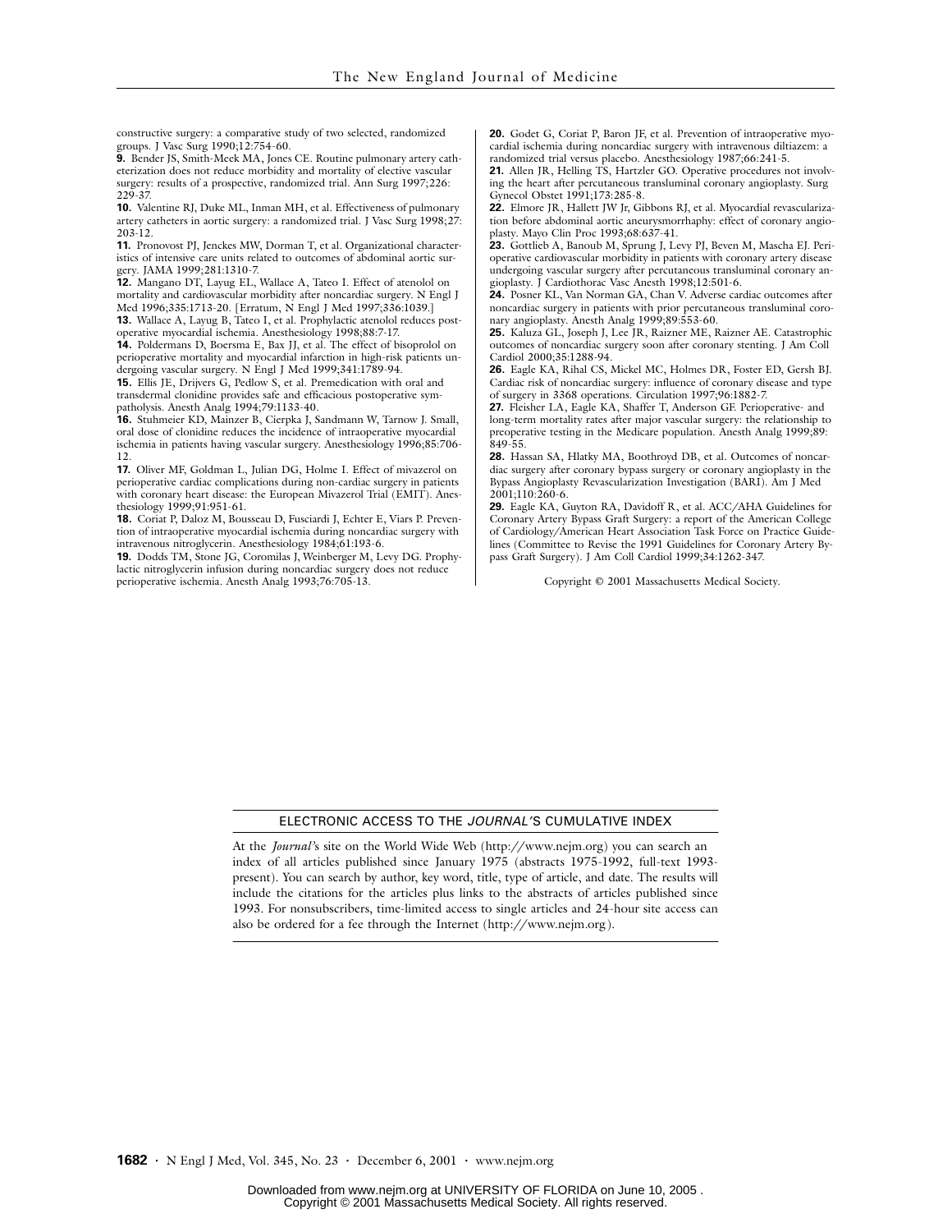constructive surgery: a comparative study of two selected, randomized groups. J Vasc Surg 1990;12:754-60.

**9.** Bender JS, Smith-Meek MA, Jones CE. Routine pulmonary artery catheterization does not reduce morbidity and mortality of elective vascular surgery: results of a prospective, randomized trial. Ann Surg 1997;226: 229-37.

**10.** Valentine RJ, Duke ML, Inman MH, et al. Effectiveness of pulmonary artery catheters in aortic surgery: a randomized trial. J Vasc Surg 1998;27: 203-12.

**11.** Pronovost PJ, Jenckes MW, Dorman T, et al. Organizational characteristics of intensive care units related to outcomes of abdominal aortic surgery. JAMA 1999;281:1310-7.

**12.** Mangano DT, Layug EL, Wallace A, Tateo I. Effect of atenolol on mortality and cardiovascular morbidity after noncardiac surgery. N Engl J Med 1996;335:1713-20. [Erratum, N Engl J Med 1997;336:1039.]

**13.** Wallace A, Layug B, Tateo I, et al. Prophylactic atenolol reduces postoperative myocardial ischemia. Anesthesiology 1998;88:7-17.

**14.** Poldermans D, Boersma E, Bax JJ, et al. The effect of bisoprolol on perioperative mortality and myocardial infarction in high-risk patients undergoing vascular surgery. N Engl J Med 1999;341:1789-94.

**15.** Ellis JE, Drijvers G, Pedlow S, et al. Premedication with oral and transdermal clonidine provides safe and efficacious postoperative sympatholysis. Anesth Analg 1994;79:1133-40.

**16.** Stuhmeier KD, Mainzer B, Cierpka J, Sandmann W, Tarnow J. Small, oral dose of clonidine reduces the incidence of intraoperative myocardial ischemia in patients having vascular surgery. Anesthesiology 1996;85:706-12.

**17.** Oliver MF, Goldman L, Julian DG, Holme I. Effect of mivazerol on perioperative cardiac complications during non-cardiac surgery in patients with coronary heart disease: the European Mivazerol Trial (EMIT). Anesthesiology 1999;91:951-61.

**18.** Coriat P, Daloz M, Bousseau D, Fusciardi J, Echter E, Viars P. Prevention of intraoperative myocardial ischemia during noncardiac surgery with intravenous nitroglycerin. Anesthesiology 1984;61:193-6.

**19.** Dodds TM, Stone JG, Coromilas J, Weinberger M, Levy DG. Prophylactic nitroglycerin infusion during noncardiac surgery does not reduce perioperative ischemia. Anesth Analg 1993;76:705-13.

**20.** Godet G, Coriat P, Baron JF, et al. Prevention of intraoperative myocardial ischemia during noncardiac surgery with intravenous diltiazem: a randomized trial versus placebo. Anesthesiology 1987;66:241-5.

**21.** Allen JR, Helling TS, Hartzler GO. Operative procedures not involving the heart after percutaneous transluminal coronary angioplasty. Surg Gynecol Obstet 1991;173:285-8.

**22.** Elmore JR, Hallett JW Jr, Gibbons RJ, et al. Myocardial revascularization before abdominal aortic aneurysmorrhaphy: effect of coronary angioplasty. Mayo Clin Proc 1993;68:637-41.

**23.** Gottlieb A, Banoub M, Sprung J, Levy PJ, Beven M, Mascha EJ. Perioperative cardiovascular morbidity in patients with coronary artery disease undergoing vascular surgery after percutaneous transluminal coronary angioplasty. J Cardiothorac Vasc Anesth 1998;12:501-6.

**24.** Posner KL, Van Norman GA, Chan V. Adverse cardiac outcomes after noncardiac surgery in patients with prior percutaneous transluminal coronary angioplasty. Anesth Analg 1999;89:553-60.

**25.** Kaluza GL, Joseph J, Lee JR, Raizner ME, Raizner AE. Catastrophic outcomes of noncardiac surgery soon after coronary stenting. J Am Coll Cardiol 2000;35:1288-94.

**26.** Eagle KA, Rihal CS, Mickel MC, Holmes DR, Foster ED, Gersh BJ. Cardiac risk of noncardiac surgery: influence of coronary disease and type of surgery in 3368 operations. Circulation 1997;96:1882-7.

**27.** Fleisher LA, Eagle KA, Shaffer T, Anderson GF. Perioperative- and long-term mortality rates after major vascular surgery: the relationship to preoperative testing in the Medicare population. Anesth Analg 1999;89: 849-55.

**28.** Hassan SA, Hlatky MA, Boothroyd DB, et al. Outcomes of noncardiac surgery after coronary bypass surgery or coronary angioplasty in the Bypass Angioplasty Revascularization Investigation (BARI). Am J Med 2001;110:260-6.

**29.** Eagle KA, Guyton RA, Davidoff R, et al. ACC/AHA Guidelines for Coronary Artery Bypass Graft Surgery: a report of the American College of Cardiology/American Heart Association Task Force on Practice Guidelines (Committee to Revise the 1991 Guidelines for Coronary Artery Bypass Graft Surgery). J Am Coll Cardiol 1999;34:1262-347.

Copyright © 2001 Massachusetts Medical Society.

## ELECTRONIC ACCESS TO THE *JOURNAL'S* CUMULATIVE INDEX

At the *Journal's* site on the World Wide Web (http://www.nejm.org) you can search an index of all articles published since January 1975 (abstracts 1975-1992, full-text 1993-present). You can search by author, key word, title, type of article, and date. The results will include the citations for the articles plus links to the abstracts of articles published since 1993. For nonsubscribers, time-limited access to single articles and 24-hour site access can also be ordered for a fee through the Internet (http://www.nejm.org).